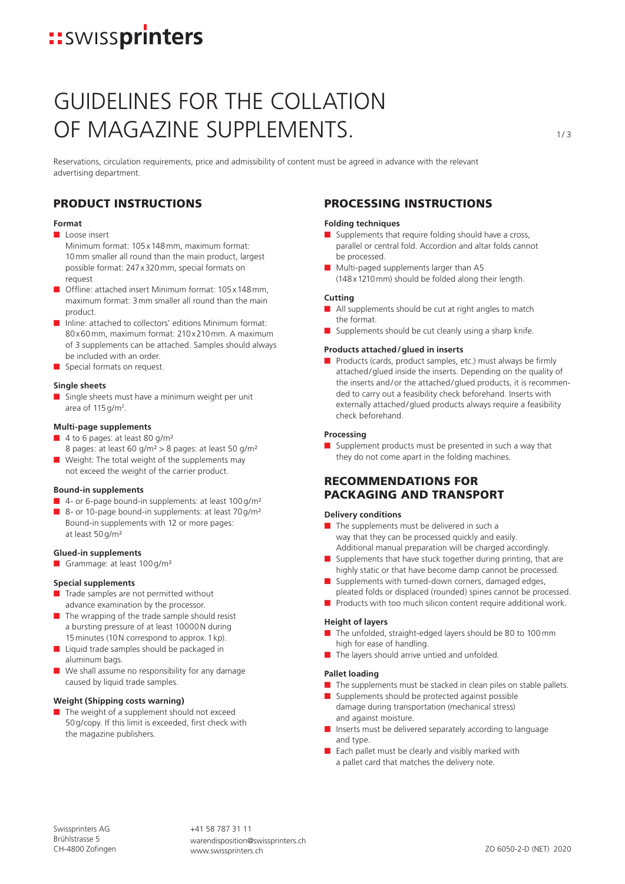**::swissprinters**

# GUIDELINES FOR THE COLLATION OF MAGAZINE SUPPLEMENTS.

Reservations, circulation requirements, price and admissibility of content must be agreed in advance with the relevant advertising department.

## PRODUCT INSTRUCTIONS

**Format**

- Loose insert
  Minimum format: 105 x 148 mm, maximum format: 10 mm smaller all round than the main product, largest possible format: 247 x 320 mm, special formats on request
- Offline: attached insert Minimum format: 105 x 148 mm, maximum format: 3 mm smaller all round than the main product.
- Inline: attached to collectors' editions Minimum format: 80 x 60 mm, maximum format: 210 x 210 mm. A maximum of 3 supplements can be attached. Samples should always be included with an order.
- Special formats on request.

**Single sheets**

- Single sheets must have a minimum weight per unit area of 115 g/m².

**Multi-page supplements**

- 4 to 6 pages: at least 80 g/m²
  8 pages: at least 60 g/m² > 8 pages: at least 50 g/m²
- Weight: The total weight of the supplements may not exceed the weight of the carrier product.

**Bound-in supplements**

- 4- or 6-page bound-in supplements: at least 100 g/m²
- 8- or 10-page bound-in supplements: at least 70 g/m²
  Bound-in supplements with 12 or more pages: at least 50 g/m²

**Glued-in supplements**

- Grammage: at least 100 g/m²

**Special supplements**

- Trade samples are not permitted without advance examination by the processor.
- The wrapping of the trade sample should resist a bursting pressure of at least 10000 N during 15 minutes (10 N correspond to approx. 1 kp).
- Liquid trade samples should be packaged in aluminum bags.
- We shall assume no responsibility for any damage caused by liquid trade samples.

**Weight (Shipping costs warning)**

- The weight of a supplement should not exceed 50 g/copy. If this limit is exceeded, first check with the magazine publishers.

## PROCESSING INSTRUCTIONS

**Folding techniques**

- Supplements that require folding should have a cross, parallel or central fold. Accordion and altar folds cannot be processed.
- Multi-paged supplements larger than A5 (148 x 1210 mm) should be folded along their length.

**Cutting**

- All supplements should be cut at right angles to match the format.
- Supplements should be cut cleanly using a sharp knife.

**Products attached / glued in inserts**

- Products (cards, product samples, etc.) must always be firmly attached/glued inside the inserts. Depending on the quality of the inserts and/or the attached/glued products, it is recommended to carry out a feasibility check beforehand. Inserts with externally attached/glued products always require a feasibility check beforehand.

**Processing**

- Supplement products must be presented in such a way that they do not come apart in the folding machines.

## RECOMMENDATIONS FOR PACKAGING AND TRANSPORT

**Delivery conditions**

- The supplements must be delivered in such a way that they can be processed quickly and easily. Additional manual preparation will be charged accordingly.
- Supplements that have stuck together during printing, that are highly static or that have become damp cannot be processed.
- Supplements with turned-down corners, damaged edges, pleated folds or displaced (rounded) spines cannot be processed.
- Products with too much silicon content require additional work.

**Height of layers**

- The unfolded, straight-edged layers should be 80 to 100 mm high for ease of handling.
- The layers should arrive untied and unfolded.

**Pallet loading**

- The supplements must be stacked in clean piles on stable pallets.
- Supplements should be protected against possible damage during transportation (mechanical stress) and against moisture.
- Inserts must be delivered separately according to language and type.
- Each pallet must be clearly and visibly marked with a pallet card that matches the delivery note.

Swissprinters AG
Brühlstrasse 5
CH-4800 Zofingen

+41 58 787 31 11
warendisposition@swissprinters.ch
www.swissprinters.ch

ZO 6050-2-D (NET) 2020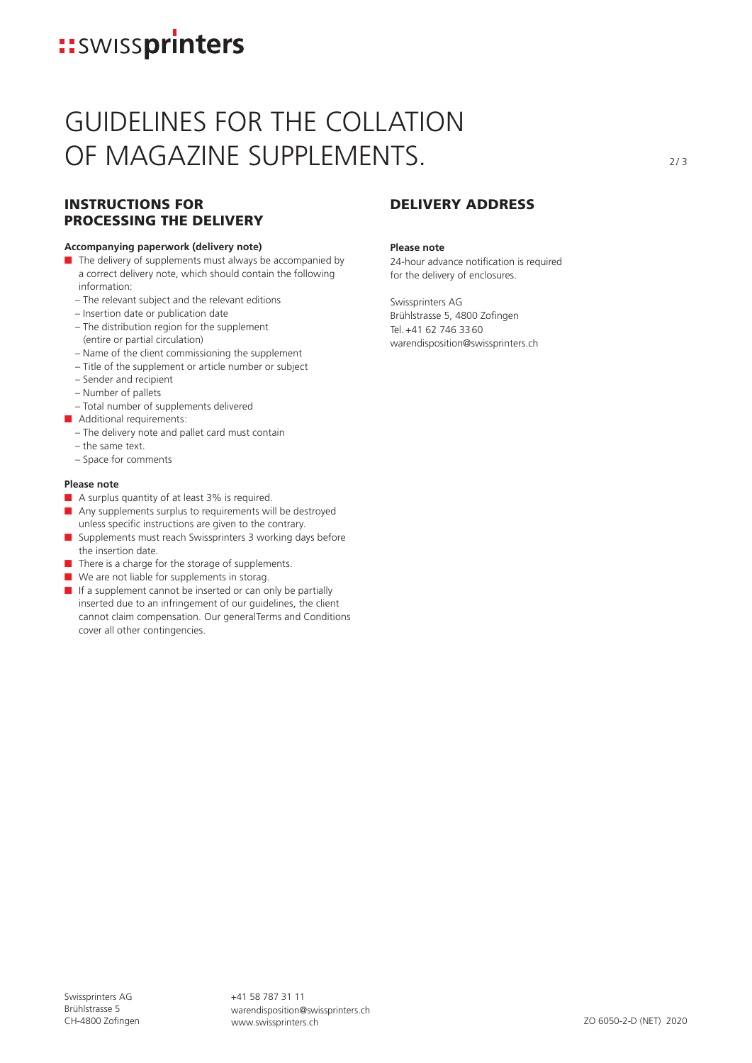# GUIDELINES FOR THE COLLATION OF MAGAZINE SUPPLEMENTS.

## INSTRUCTIONS FOR PROCESSING THE DELIVERY

**Accompanying paperwork (delivery note)**

- The delivery of supplements must always be accompanied by a correct delivery note, which should contain the following information:
  - The relevant subject and the relevant editions
  - Insertion date or publication date
  - The distribution region for the supplement (entire or partial circulation)
  - Name of the client commissioning the supplement
  - Title of the supplement or article number or subject
  - Sender and recipient
  - Number of pallets
  - Total number of supplements delivered
- Additional requirements:
  - The delivery note and pallet card must contain
  - the same text.
  - Space for comments

**Please note**

- A surplus quantity of at least 3% is required.
- Any supplements surplus to requirements will be destroyed unless specific instructions are given to the contrary.
- Supplements must reach Swissprinters 3 working days before the insertion date.
- There is a charge for the storage of supplements.
- We are not liable for supplements in storag.
- If a supplement cannot be inserted or can only be partially inserted due to an infringement of our guidelines, the client cannot claim compensation. Our generalTerms and Conditions cover all other contingencies.

## DELIVERY ADDRESS

**Please note**

24-hour advance notification is required for the delivery of enclosures.

Swissprinters AG
Brühlstrasse 5, 4800 Zofingen
Tel. +41 62 746 33 60
warendisposition@swissprinters.ch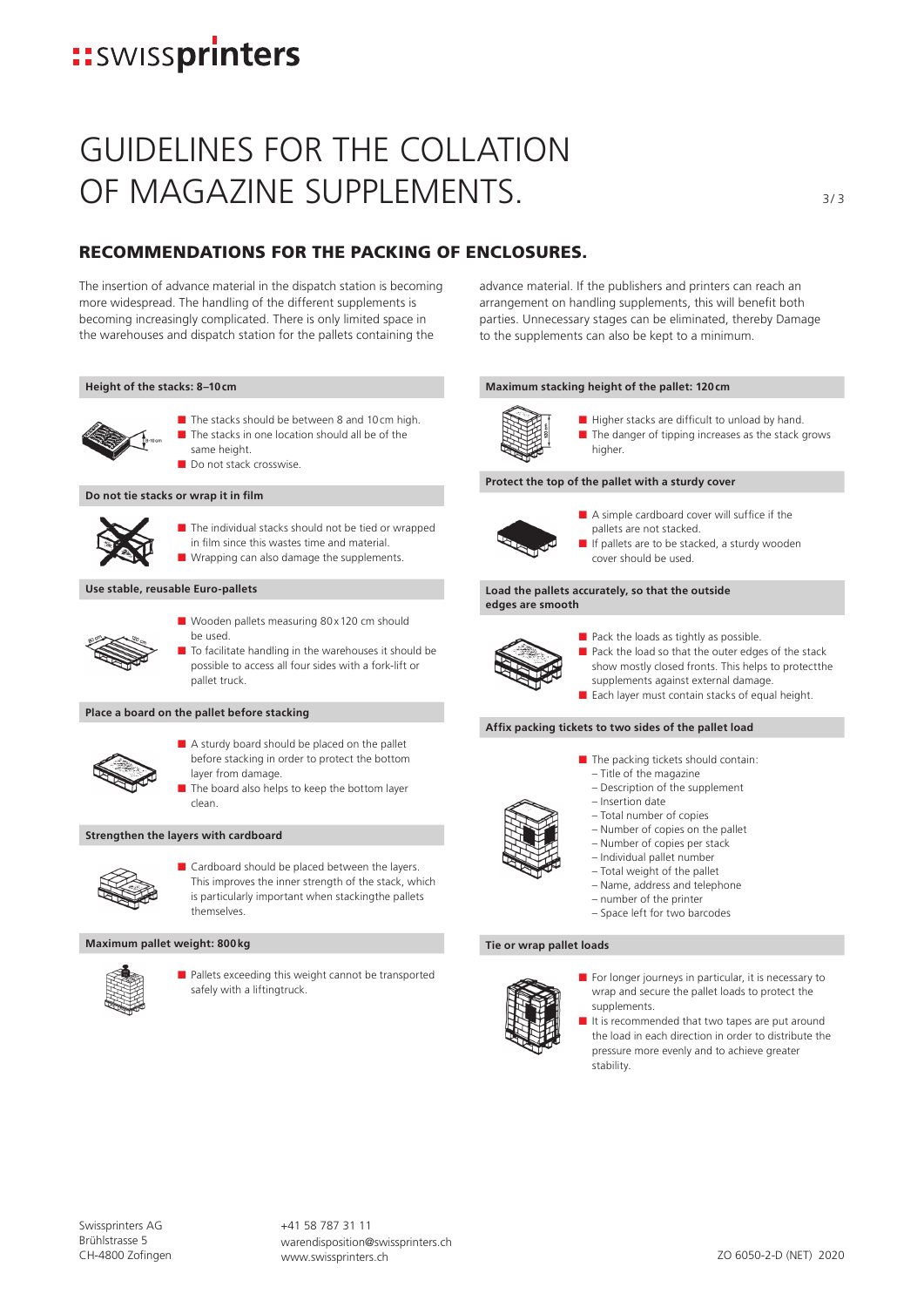# GUIDELINES FOR THE COLLATION OF MAGAZINE SUPPLEMENTS.

## RECOMMENDATIONS FOR THE PACKING OF ENCLOSURES.

The insertion of advance material in the dispatch station is becoming more widespread. The handling of the different supplements is becoming increasingly complicated. There is only limited space in the warehouses and dispatch station for the pallets containing the advance material. If the publishers and printers can reach an arrangement on handling supplements, this will benefit both parties. Unnecessary stages can be eliminated, thereby Damage to the supplements can also be kept to a minimum.

### Height of the stacks: 8–10 cm

- The stacks should be between 8 and 10 cm high.
- The stacks in one location should all be of the same height.
- Do not stack crosswise.

### Do not tie stacks or wrap it in film

- The individual stacks should not be tied or wrapped in film since this wastes time and material.
- Wrapping can also damage the supplements.

### Use stable, reusable Euro-pallets

- Wooden pallets measuring 80 x 120 cm should be used.
- To facilitate handling in the warehouses it should be possible to access all four sides with a fork-lift or pallet truck.

### Place a board on the pallet before stacking

- A sturdy board should be placed on the pallet before stacking in order to protect the bottom layer from damage.
- The board also helps to keep the bottom layer clean.

### Strengthen the layers with cardboard

- Cardboard should be placed between the layers. This improves the inner strength of the stack, which is particularly important when stackingthe pallets themselves.

### Maximum pallet weight: 800 kg

- Pallets exceeding this weight cannot be transported safely with a liftingtruck.

### Maximum stacking height of the pallet: 120 cm

- Higher stacks are difficult to unload by hand.
- The danger of tipping increases as the stack grows higher.

### Protect the top of the pallet with a sturdy cover

- A simple cardboard cover will suffice if the pallets are not stacked.
- If pallets are to be stacked, a sturdy wooden cover should be used.

### Load the pallets accurately, so that the outside edges are smooth

- Pack the loads as tightly as possible.
- Pack the load so that the outer edges of the stack show mostly closed fronts. This helps to protectthe supplements against external damage.
- Each layer must contain stacks of equal height.

### Affix packing tickets to two sides of the pallet load

- The packing tickets should contain:
  - Title of the magazine
  - Description of the supplement
  - Insertion date
  - Total number of copies
  - Number of copies on the pallet
  - Number of copies per stack
  - Individual pallet number
  - Total weight of the pallet
  - Name, address and telephone
  - number of the printer
  - Space left for two barcodes

### Tie or wrap pallet loads

- For longer journeys in particular, it is necessary to wrap and secure the pallet loads to protect the supplements.
- It is recommended that two tapes are put around the load in each direction in order to distribute the pressure more evenly and to achieve greater stability.

Swissprinters AG
Brühlstrasse 5
CH-4800 Zofingen

+41 58 787 31 11
warendisposition@swissprinters.ch
www.swissprinters.ch

ZO 6050-2-D (NET) 2020